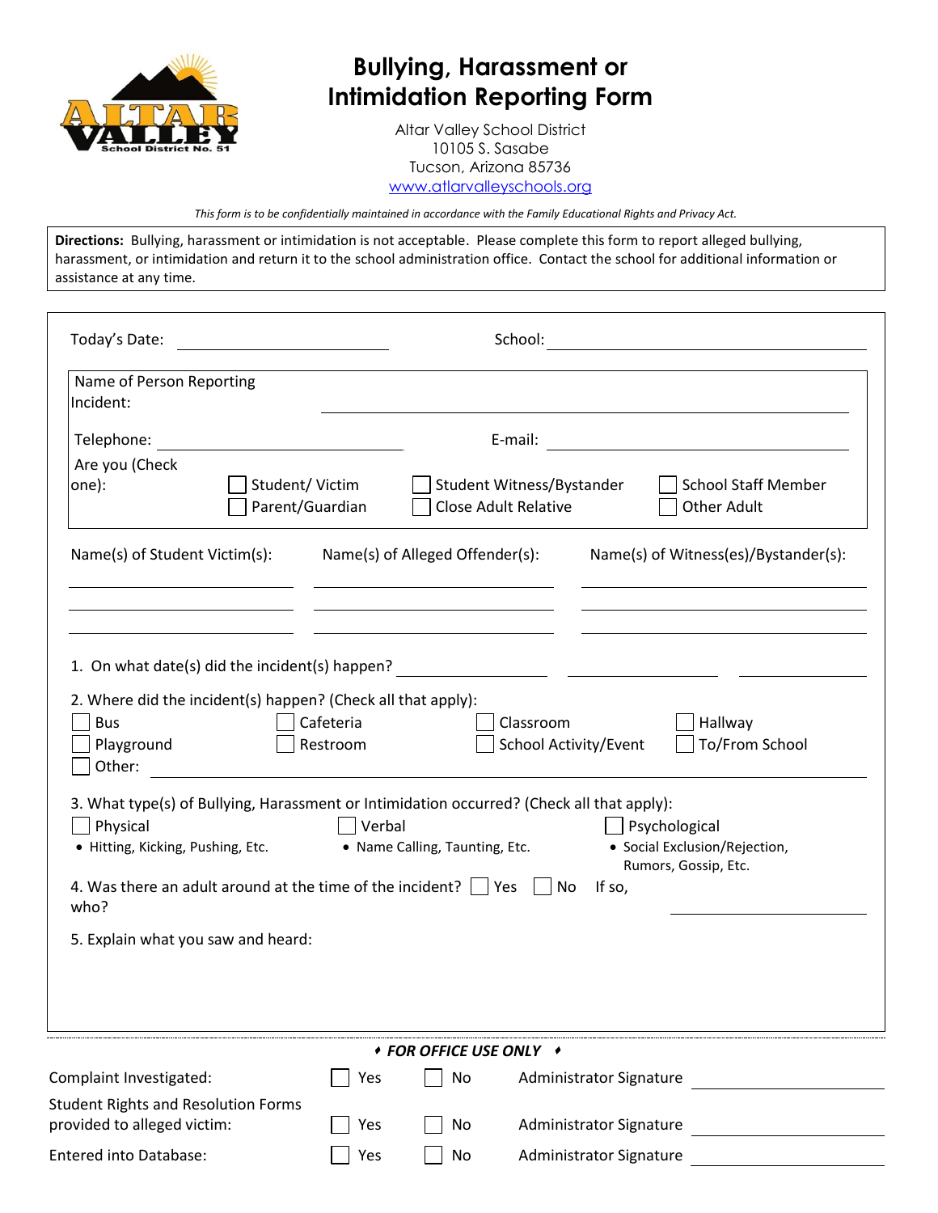# Bullying, Harassment or Intimidation Reporting Form

Altar Valley School District
10105 S. Sasabe
Tucson, Arizona 85736
www.atlarvalleyschools.org

*This form is to be confidentially maintained in accordance with the Family Educational Rights and Privacy Act.*

**Directions:** Bullying, harassment or intimidation is not acceptable. Please complete this form to report alleged bullying, harassment, or intimidation and return it to the school administration office. Contact the school for additional information or assistance at any time.

Today's Date: ____________________ School: ____________________

Name of Person Reporting Incident: ____________________

Telephone: ____________________ E-mail: ____________________

Are you (Check one):
- ☐ Student/ Victim
- ☐ Parent/Guardian
- ☐ Student Witness/Bystander
- ☐ Close Adult Relative
- ☐ School Staff Member
- ☐ Other Adult

| Name(s) of Student Victim(s): | Name(s) of Alleged Offender(s): | Name(s) of Witness(es)/Bystander(s): |
|---|---|---|
| | | |
| | | |
| | | |

1. On what date(s) did the incident(s) happen? ____________ ____________ ____________

2. Where did the incident(s) happen? (Check all that apply):
   - ☐ Bus
   - ☐ Cafeteria
   - ☐ Classroom
   - ☐ Hallway
   - ☐ Playground
   - ☐ Restroom
   - ☐ School Activity/Event
   - ☐ To/From School
   - ☐ Other: ____________________

3. What type(s) of Bullying, Harassment or Intimidation occurred? (Check all that apply):
   - ☐ Physical
     - Hitting, Kicking, Pushing, Etc.
   - ☐ Verbal
     - Name Calling, Taunting, Etc.
   - ☐ Psychological
     - Social Exclusion/Rejection, Rumors, Gossip, Etc.

4. Was there an adult around at the time of the incident? ☐ Yes ☐ No If so, who? ____________________

5. Explain what you saw and heard:

---

***FOR OFFICE USE ONLY***

| | | | |
|---|---|---|---|
| Complaint Investigated: | ☐ Yes | ☐ No | Administrator Signature ____________________ |
| Student Rights and Resolution Forms provided to alleged victim: | ☐ Yes | ☐ No | Administrator Signature ____________________ |
| Entered into Database: | ☐ Yes | ☐ No | Administrator Signature ____________________ |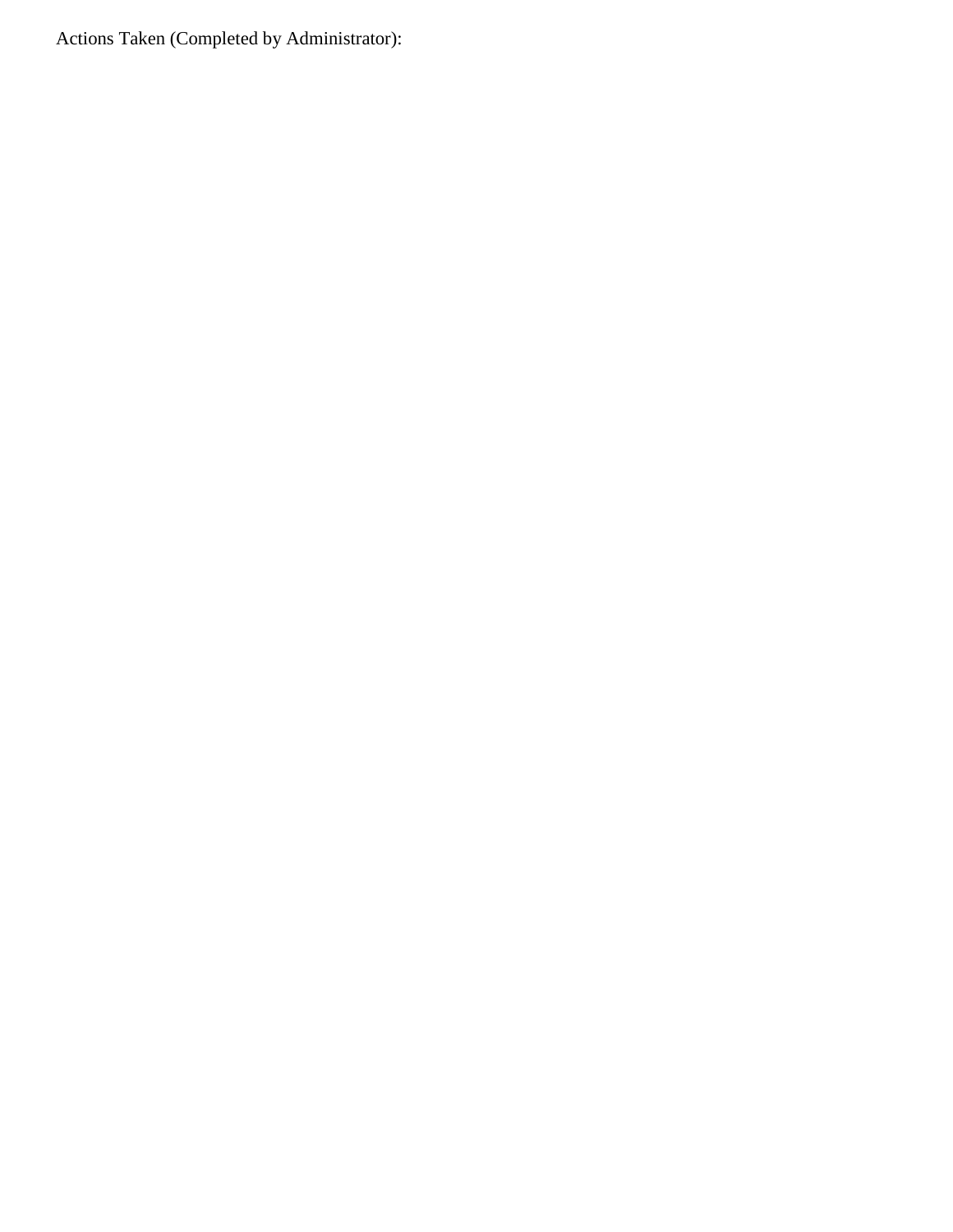Actions Taken (Completed by Administrator):